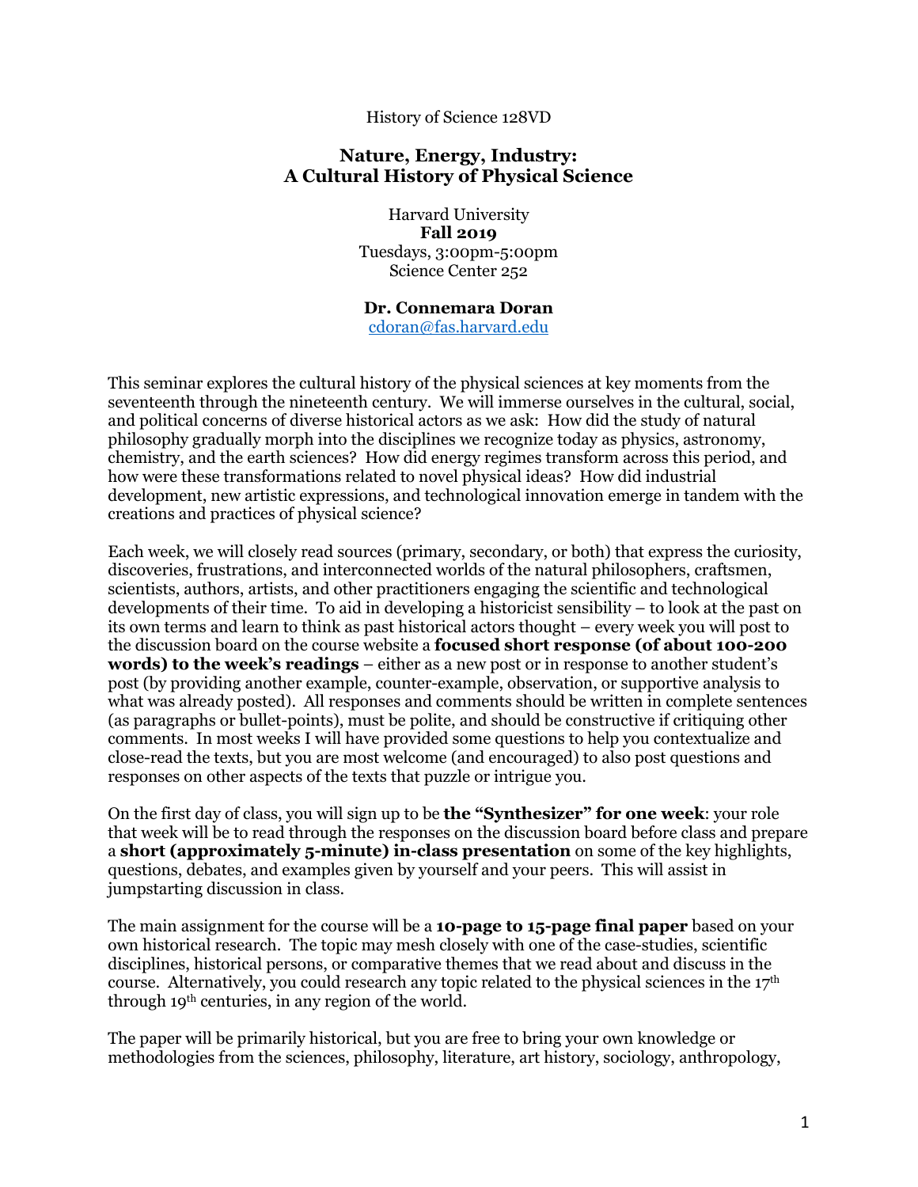History of Science 128VD

# Nature, Energy, Industry: A Cultural History of Physical Science

Harvard University
**Fall 2019**
Tuesdays, 3:00pm-5:00pm
Science Center 252

**Dr. Connemara Doran**
cdoran@fas.harvard.edu

This seminar explores the cultural history of the physical sciences at key moments from the seventeenth through the nineteenth century. We will immerse ourselves in the cultural, social, and political concerns of diverse historical actors as we ask: How did the study of natural philosophy gradually morph into the disciplines we recognize today as physics, astronomy, chemistry, and the earth sciences? How did energy regimes transform across this period, and how were these transformations related to novel physical ideas? How did industrial development, new artistic expressions, and technological innovation emerge in tandem with the creations and practices of physical science?

Each week, we will closely read sources (primary, secondary, or both) that express the curiosity, discoveries, frustrations, and interconnected worlds of the natural philosophers, craftsmen, scientists, authors, artists, and other practitioners engaging the scientific and technological developments of their time. To aid in developing a historicist sensibility – to look at the past on its own terms and learn to think as past historical actors thought – every week you will post to the discussion board on the course website a **focused short response (of about 100-200 words) to the week's readings** – either as a new post or in response to another student's post (by providing another example, counter-example, observation, or supportive analysis to what was already posted). All responses and comments should be written in complete sentences (as paragraphs or bullet-points), must be polite, and should be constructive if critiquing other comments. In most weeks I will have provided some questions to help you contextualize and close-read the texts, but you are most welcome (and encouraged) to also post questions and responses on other aspects of the texts that puzzle or intrigue you.

On the first day of class, you will sign up to be **the "Synthesizer" for one week**: your role that week will be to read through the responses on the discussion board before class and prepare a **short (approximately 5-minute) in-class presentation** on some of the key highlights, questions, debates, and examples given by yourself and your peers. This will assist in jumpstarting discussion in class.

The main assignment for the course will be a **10-page to 15-page final paper** based on your own historical research. The topic may mesh closely with one of the case-studies, scientific disciplines, historical persons, or comparative themes that we read about and discuss in the course. Alternatively, you could research any topic related to the physical sciences in the 17th through 19th centuries, in any region of the world.

The paper will be primarily historical, but you are free to bring your own knowledge or methodologies from the sciences, philosophy, literature, art history, sociology, anthropology,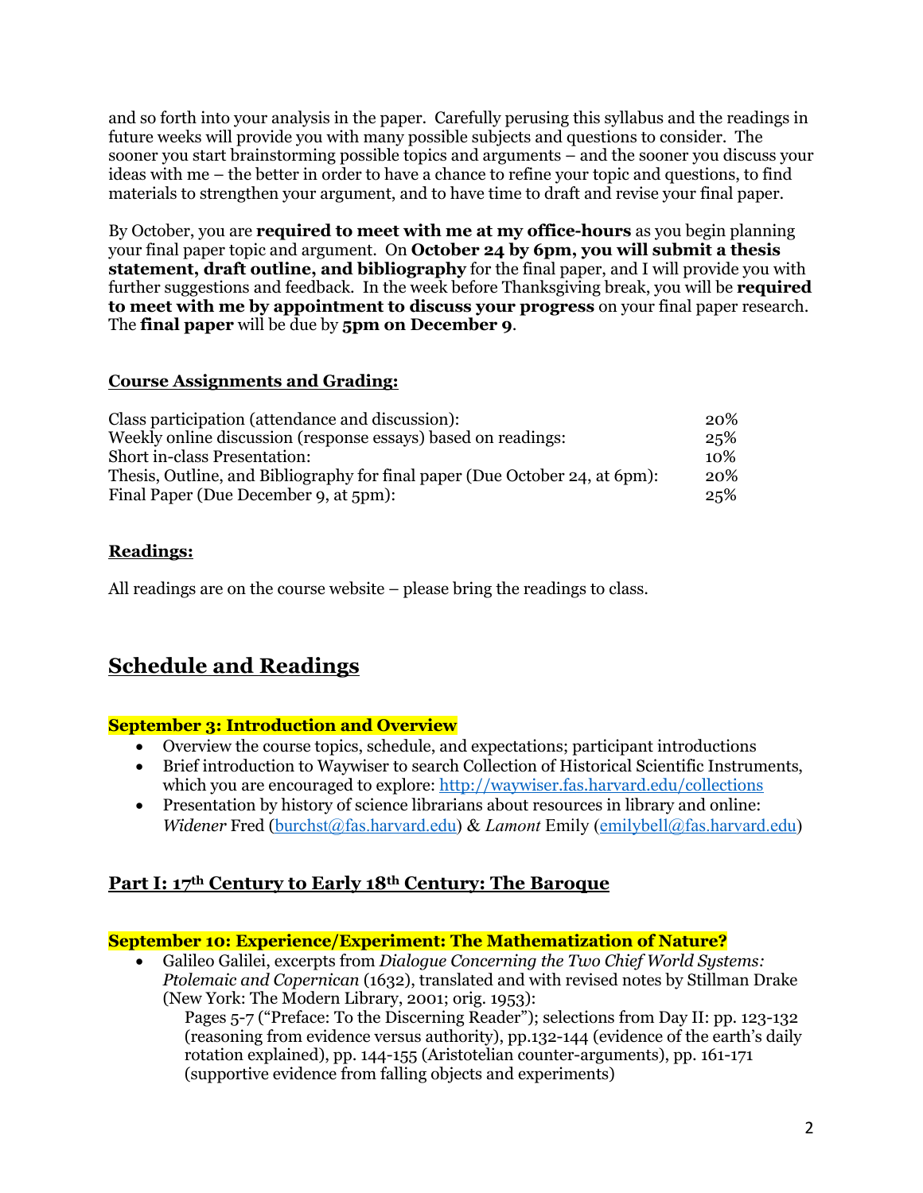and so forth into your analysis in the paper. Carefully perusing this syllabus and the readings in future weeks will provide you with many possible subjects and questions to consider. The sooner you start brainstorming possible topics and arguments – and the sooner you discuss your ideas with me – the better in order to have a chance to refine your topic and questions, to find materials to strengthen your argument, and to have time to draft and revise your final paper.

By October, you are **required to meet with me at my office-hours** as you begin planning your final paper topic and argument. On **October 24 by 6pm, you will submit a thesis statement, draft outline, and bibliography** for the final paper, and I will provide you with further suggestions and feedback. In the week before Thanksgiving break, you will be **required to meet with me by appointment to discuss your progress** on your final paper research. The **final paper** will be due by **5pm on December 9**.

### Course Assignments and Grading:

| | |
|---|---|
| Class participation (attendance and discussion): | 20% |
| Weekly online discussion (response essays) based on readings: | 25% |
| Short in-class Presentation: | 10% |
| Thesis, Outline, and Bibliography for final paper (Due October 24, at 6pm): | 20% |
| Final Paper (Due December 9, at 5pm): | 25% |

### Readings:

All readings are on the course website – please bring the readings to class.

## Schedule and Readings

### September 3: Introduction and Overview

- Overview the course topics, schedule, and expectations; participant introductions
- Brief introduction to Waywiser to search Collection of Historical Scientific Instruments, which you are encouraged to explore: http://waywiser.fas.harvard.edu/collections
- Presentation by history of science librarians about resources in library and online: *Widener* Fred (burchst@fas.harvard.edu) & *Lamont* Emily (emilybell@fas.harvard.edu)

## Part I: 17th Century to Early 18th Century: The Baroque

### September 10: Experience/Experiment: The Mathematization of Nature?

- Galileo Galilei, excerpts from *Dialogue Concerning the Two Chief World Systems: Ptolemaic and Copernican* (1632), translated and with revised notes by Stillman Drake (New York: The Modern Library, 2001; orig. 1953):
  Pages 5-7 ("Preface: To the Discerning Reader"); selections from Day II: pp. 123-132 (reasoning from evidence versus authority), pp.132-144 (evidence of the earth's daily rotation explained), pp. 144-155 (Aristotelian counter-arguments), pp. 161-171 (supportive evidence from falling objects and experiments)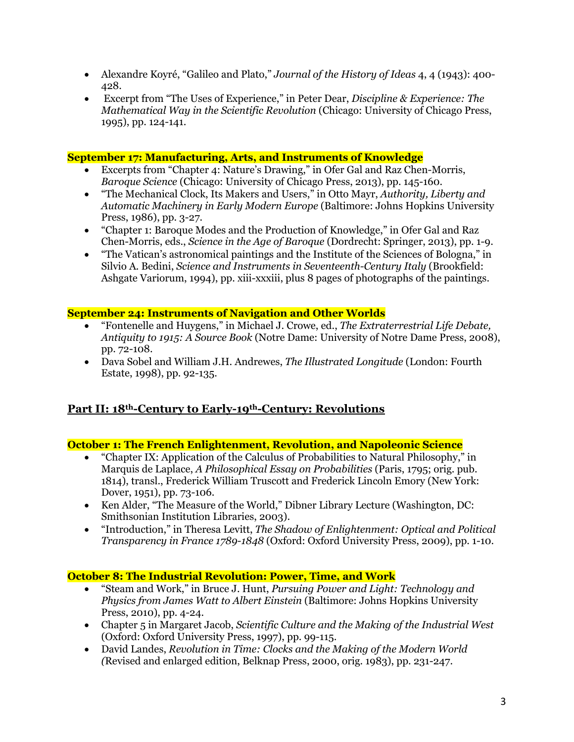- Alexandre Koyré, "Galileo and Plato," *Journal of the History of Ideas* 4, 4 (1943): 400-428.
- Excerpt from "The Uses of Experience," in Peter Dear, *Discipline & Experience: The Mathematical Way in the Scientific Revolution* (Chicago: University of Chicago Press, 1995), pp. 124-141.

**September 17: Manufacturing, Arts, and Instruments of Knowledge**

- Excerpts from "Chapter 4: Nature's Drawing," in Ofer Gal and Raz Chen-Morris, *Baroque Science* (Chicago: University of Chicago Press, 2013), pp. 145-160.
- "The Mechanical Clock, Its Makers and Users," in Otto Mayr, *Authority, Liberty and Automatic Machinery in Early Modern Europe* (Baltimore: Johns Hopkins University Press, 1986), pp. 3-27.
- "Chapter 1: Baroque Modes and the Production of Knowledge," in Ofer Gal and Raz Chen-Morris, eds., *Science in the Age of Baroque* (Dordrecht: Springer, 2013), pp. 1-9.
- "The Vatican's astronomical paintings and the Institute of the Sciences of Bologna," in Silvio A. Bedini, *Science and Instruments in Seventeenth-Century Italy* (Brookfield: Ashgate Variorum, 1994), pp. xiii-xxxiii, plus 8 pages of photographs of the paintings.

**September 24: Instruments of Navigation and Other Worlds**

- "Fontenelle and Huygens," in Michael J. Crowe, ed., *The Extraterrestrial Life Debate, Antiquity to 1915: A Source Book* (Notre Dame: University of Notre Dame Press, 2008), pp. 72-108.
- Dava Sobel and William J.H. Andrewes, *The Illustrated Longitude* (London: Fourth Estate, 1998), pp. 92-135.

## Part II: 18th-Century to Early-19th-Century: Revolutions

**October 1: The French Enlightenment, Revolution, and Napoleonic Science**

- "Chapter IX: Application of the Calculus of Probabilities to Natural Philosophy," in Marquis de Laplace, *A Philosophical Essay on Probabilities* (Paris, 1795; orig. pub. 1814), transl., Frederick William Truscott and Frederick Lincoln Emory (New York: Dover, 1951), pp. 73-106.
- Ken Alder, "The Measure of the World," Dibner Library Lecture (Washington, DC: Smithsonian Institution Libraries, 2003).
- "Introduction," in Theresa Levitt, *The Shadow of Enlightenment: Optical and Political Transparency in France 1789-1848* (Oxford: Oxford University Press, 2009), pp. 1-10.

**October 8: The Industrial Revolution: Power, Time, and Work**

- "Steam and Work," in Bruce J. Hunt, *Pursuing Power and Light: Technology and Physics from James Watt to Albert Einstein* (Baltimore: Johns Hopkins University Press, 2010), pp. 4-24.
- Chapter 5 in Margaret Jacob, *Scientific Culture and the Making of the Industrial West* (Oxford: Oxford University Press, 1997), pp. 99-115.
- David Landes, *Revolution in Time: Clocks and the Making of the Modern World* (Revised and enlarged edition, Belknap Press, 2000, orig. 1983), pp. 231-247.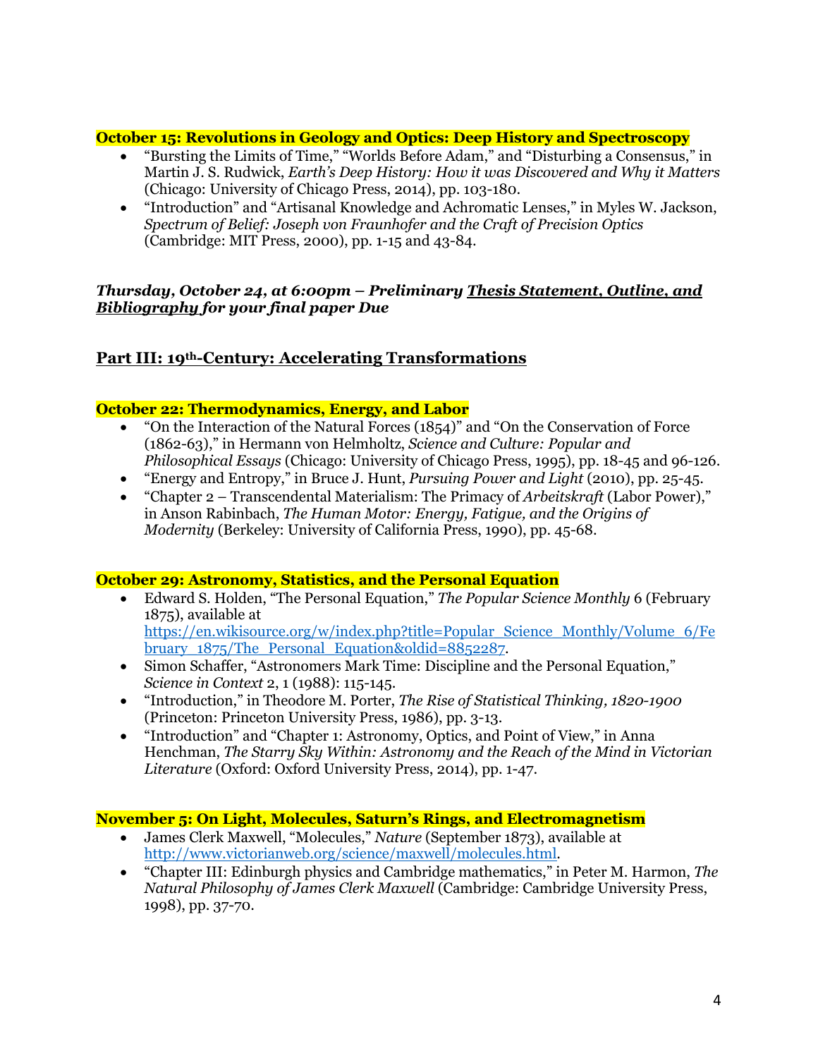**October 15: Revolutions in Geology and Optics: Deep History and Spectroscopy**

- "Bursting the Limits of Time," "Worlds Before Adam," and "Disturbing a Consensus," in Martin J. S. Rudwick, *Earth's Deep History: How it was Discovered and Why it Matters* (Chicago: University of Chicago Press, 2014), pp. 103-180.
- "Introduction" and "Artisanal Knowledge and Achromatic Lenses," in Myles W. Jackson, *Spectrum of Belief: Joseph von Fraunhofer and the Craft of Precision Optics* (Cambridge: MIT Press, 2000), pp. 1-15 and 43-84.

***Thursday, October 24, at 6:00pm – Preliminary <u>Thesis Statement, Outline, and Bibliography</u> for your final paper Due***

## Part III: 19th-Century: Accelerating Transformations

**October 22: Thermodynamics, Energy, and Labor**

- "On the Interaction of the Natural Forces (1854)" and "On the Conservation of Force (1862-63)," in Hermann von Helmholtz, *Science and Culture: Popular and Philosophical Essays* (Chicago: University of Chicago Press, 1995), pp. 18-45 and 96-126.
- "Energy and Entropy," in Bruce J. Hunt, *Pursuing Power and Light* (2010), pp. 25-45.
- "Chapter 2 – Transcendental Materialism: The Primacy of *Arbeitskraft* (Labor Power)," in Anson Rabinbach, *The Human Motor: Energy, Fatigue, and the Origins of Modernity* (Berkeley: University of California Press, 1990), pp. 45-68.

**October 29: Astronomy, Statistics, and the Personal Equation**

- Edward S. Holden, "The Personal Equation," *The Popular Science Monthly* 6 (February 1875), available at https://en.wikisource.org/w/index.php?title=Popular_Science_Monthly/Volume_6/February_1875/The_Personal_Equation&oldid=8852287.
- Simon Schaffer, "Astronomers Mark Time: Discipline and the Personal Equation," *Science in Context* 2, 1 (1988): 115-145.
- "Introduction," in Theodore M. Porter, *The Rise of Statistical Thinking, 1820-1900* (Princeton: Princeton University Press, 1986), pp. 3-13.
- "Introduction" and "Chapter 1: Astronomy, Optics, and Point of View," in Anna Henchman, *The Starry Sky Within: Astronomy and the Reach of the Mind in Victorian Literature* (Oxford: Oxford University Press, 2014), pp. 1-47.

**November 5: On Light, Molecules, Saturn's Rings, and Electromagnetism**

- James Clerk Maxwell, "Molecules," *Nature* (September 1873), available at http://www.victorianweb.org/science/maxwell/molecules.html.
- "Chapter III: Edinburgh physics and Cambridge mathematics," in Peter M. Harmon, *The Natural Philosophy of James Clerk Maxwell* (Cambridge: Cambridge University Press, 1998), pp. 37-70.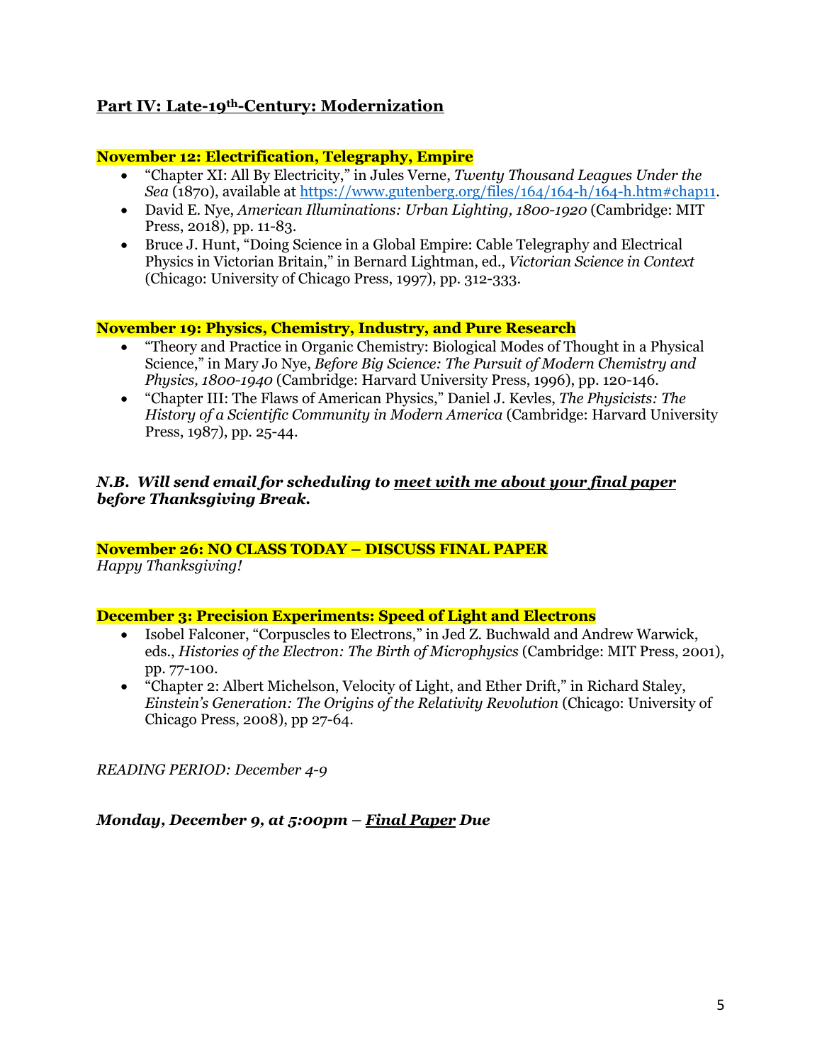## **Part IV: Late-19th-Century: Modernization**

**November 12: Electrification, Telegraphy, Empire**

- "Chapter XI: All By Electricity," in Jules Verne, *Twenty Thousand Leagues Under the Sea* (1870), available at https://www.gutenberg.org/files/164/164-h/164-h.htm#chap11.
- David E. Nye, *American Illuminations: Urban Lighting, 1800-1920* (Cambridge: MIT Press, 2018), pp. 11-83.
- Bruce J. Hunt, "Doing Science in a Global Empire: Cable Telegraphy and Electrical Physics in Victorian Britain," in Bernard Lightman, ed., *Victorian Science in Context* (Chicago: University of Chicago Press, 1997), pp. 312-333.

**November 19: Physics, Chemistry, Industry, and Pure Research**

- "Theory and Practice in Organic Chemistry: Biological Modes of Thought in a Physical Science," in Mary Jo Nye, *Before Big Science: The Pursuit of Modern Chemistry and Physics, 1800-1940* (Cambridge: Harvard University Press, 1996), pp. 120-146.
- "Chapter III: The Flaws of American Physics," Daniel J. Kevles, *The Physicists: The History of a Scientific Community in Modern America* (Cambridge: Harvard University Press, 1987), pp. 25-44.

***N.B. Will send email for scheduling to meet with me about your final paper before Thanksgiving Break.***

**November 26: NO CLASS TODAY – DISCUSS FINAL PAPER**
*Happy Thanksgiving!*

**December 3: Precision Experiments: Speed of Light and Electrons**

- Isobel Falconer, "Corpuscles to Electrons," in Jed Z. Buchwald and Andrew Warwick, eds., *Histories of the Electron: The Birth of Microphysics* (Cambridge: MIT Press, 2001), pp. 77-100.
- "Chapter 2: Albert Michelson, Velocity of Light, and Ether Drift," in Richard Staley, *Einstein's Generation: The Origins of the Relativity Revolution* (Chicago: University of Chicago Press, 2008), pp 27-64.

*READING PERIOD: December 4-9*

***Monday, December 9, at 5:00pm – Final Paper Due***